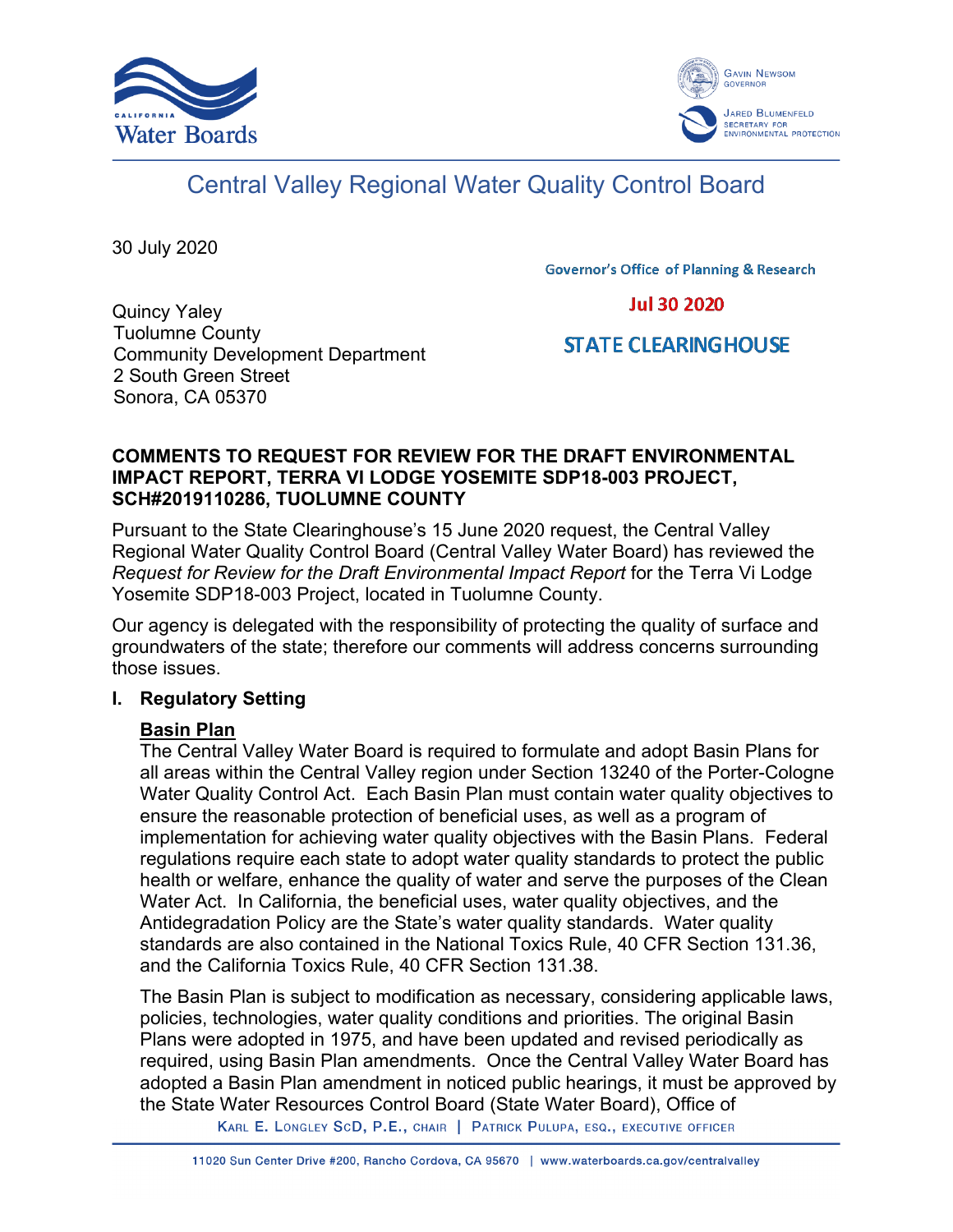Central Valley Regional Water Quality Control Board

30 July 2020

Governor's Office of Planning & Research

Jul 30 2020

STATE CLEARINGHOUSE

Quincy Yaley
Tuolumne County
Community Development Department
2 South Green Street
Sonora, CA 05370

**COMMENTS TO REQUEST FOR REVIEW FOR THE DRAFT ENVIRONMENTAL IMPACT REPORT, TERRA VI LODGE YOSEMITE SDP18-003 PROJECT, SCH#2019110286, TUOLUMNE COUNTY**

Pursuant to the State Clearinghouse's 15 June 2020 request, the Central Valley Regional Water Quality Control Board (Central Valley Water Board) has reviewed the *Request for Review for the Draft Environmental Impact Report* for the Terra Vi Lodge Yosemite SDP18-003 Project, located in Tuolumne County.

Our agency is delegated with the responsibility of protecting the quality of surface and groundwaters of the state; therefore our comments will address concerns surrounding those issues.

## I. Regulatory Setting

### Basin Plan

The Central Valley Water Board is required to formulate and adopt Basin Plans for all areas within the Central Valley region under Section 13240 of the Porter-Cologne Water Quality Control Act. Each Basin Plan must contain water quality objectives to ensure the reasonable protection of beneficial uses, as well as a program of implementation for achieving water quality objectives with the Basin Plans. Federal regulations require each state to adopt water quality standards to protect the public health or welfare, enhance the quality of water and serve the purposes of the Clean Water Act. In California, the beneficial uses, water quality objectives, and the Antidegradation Policy are the State's water quality standards. Water quality standards are also contained in the National Toxics Rule, 40 CFR Section 131.36, and the California Toxics Rule, 40 CFR Section 131.38.

The Basin Plan is subject to modification as necessary, considering applicable laws, policies, technologies, water quality conditions and priorities. The original Basin Plans were adopted in 1975, and have been updated and revised periodically as required, using Basin Plan amendments. Once the Central Valley Water Board has adopted a Basin Plan amendment in noticed public hearings, it must be approved by the State Water Resources Control Board (State Water Board), Office of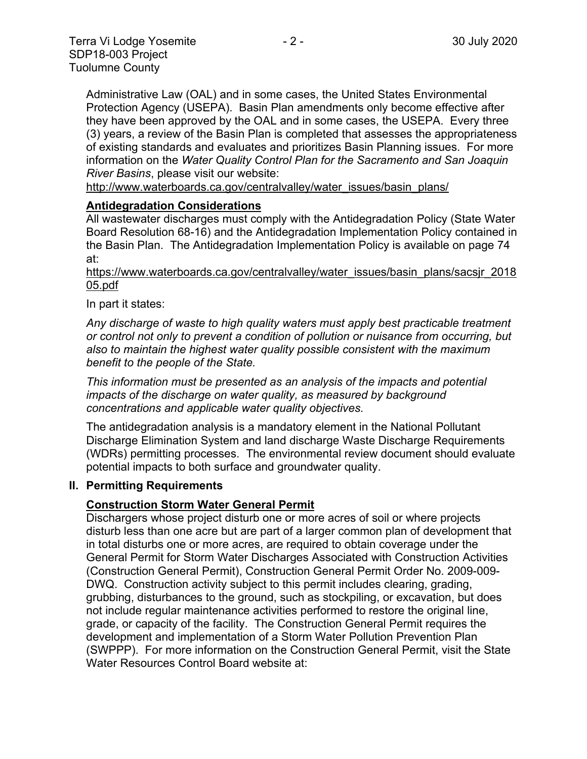Administrative Law (OAL) and in some cases, the United States Environmental Protection Agency (USEPA). Basin Plan amendments only become effective after they have been approved by the OAL and in some cases, the USEPA. Every three (3) years, a review of the Basin Plan is completed that assesses the appropriateness of existing standards and evaluates and prioritizes Basin Planning issues. For more information on the *Water Quality Control Plan for the Sacramento and San Joaquin River Basins*, please visit our website:

http://www.waterboards.ca.gov/centralvalley/water_issues/basin_plans/

**Antidegradation Considerations**

All wastewater discharges must comply with the Antidegradation Policy (State Water Board Resolution 68-16) and the Antidegradation Implementation Policy contained in the Basin Plan. The Antidegradation Implementation Policy is available on page 74 at:

https://www.waterboards.ca.gov/centralvalley/water_issues/basin_plans/sacsjr_201805.pdf

In part it states:

*Any discharge of waste to high quality waters must apply best practicable treatment or control not only to prevent a condition of pollution or nuisance from occurring, but also to maintain the highest water quality possible consistent with the maximum benefit to the people of the State.*

*This information must be presented as an analysis of the impacts and potential impacts of the discharge on water quality, as measured by background concentrations and applicable water quality objectives.*

The antidegradation analysis is a mandatory element in the National Pollutant Discharge Elimination System and land discharge Waste Discharge Requirements (WDRs) permitting processes. The environmental review document should evaluate potential impacts to both surface and groundwater quality.

## II. Permitting Requirements

**Construction Storm Water General Permit**

Dischargers whose project disturb one or more acres of soil or where projects disturb less than one acre but are part of a larger common plan of development that in total disturbs one or more acres, are required to obtain coverage under the General Permit for Storm Water Discharges Associated with Construction Activities (Construction General Permit), Construction General Permit Order No. 2009-009-DWQ. Construction activity subject to this permit includes clearing, grading, grubbing, disturbances to the ground, such as stockpiling, or excavation, but does not include regular maintenance activities performed to restore the original line, grade, or capacity of the facility. The Construction General Permit requires the development and implementation of a Storm Water Pollution Prevention Plan (SWPPP). For more information on the Construction General Permit, visit the State Water Resources Control Board website at: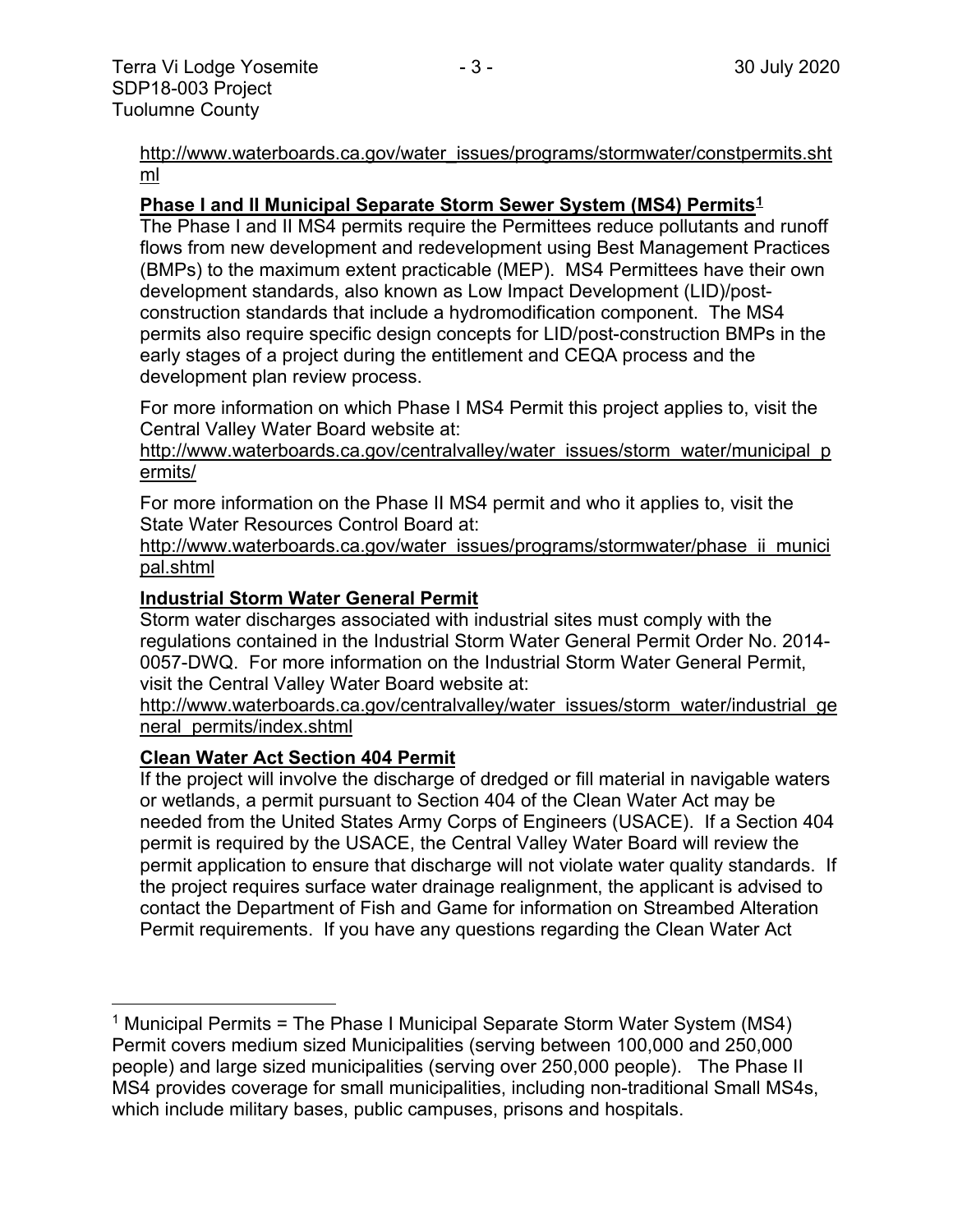http://www.waterboards.ca.gov/water_issues/programs/stormwater/constpermits.shtml

**Phase I and II Municipal Separate Storm Sewer System (MS4) Permits[1]**

The Phase I and II MS4 permits require the Permittees reduce pollutants and runoff flows from new development and redevelopment using Best Management Practices (BMPs) to the maximum extent practicable (MEP). MS4 Permittees have their own development standards, also known as Low Impact Development (LID)/post-construction standards that include a hydromodification component. The MS4 permits also require specific design concepts for LID/post-construction BMPs in the early stages of a project during the entitlement and CEQA process and the development plan review process.

For more information on which Phase I MS4 Permit this project applies to, visit the Central Valley Water Board website at:
http://www.waterboards.ca.gov/centralvalley/water_issues/storm_water/municipal_permits/

For more information on the Phase II MS4 permit and who it applies to, visit the State Water Resources Control Board at:
http://www.waterboards.ca.gov/water_issues/programs/stormwater/phase_ii_municipal.shtml

**Industrial Storm Water General Permit**

Storm water discharges associated with industrial sites must comply with the regulations contained in the Industrial Storm Water General Permit Order No. 2014-0057-DWQ. For more information on the Industrial Storm Water General Permit, visit the Central Valley Water Board website at:
http://www.waterboards.ca.gov/centralvalley/water_issues/storm_water/industrial_general_permits/index.shtml

**Clean Water Act Section 404 Permit**

If the project will involve the discharge of dredged or fill material in navigable waters or wetlands, a permit pursuant to Section 404 of the Clean Water Act may be needed from the United States Army Corps of Engineers (USACE). If a Section 404 permit is required by the USACE, the Central Valley Water Board will review the permit application to ensure that discharge will not violate water quality standards. If the project requires surface water drainage realignment, the applicant is advised to contact the Department of Fish and Game for information on Streambed Alteration Permit requirements. If you have any questions regarding the Clean Water Act

---

[1] Municipal Permits = The Phase I Municipal Separate Storm Water System (MS4) Permit covers medium sized Municipalities (serving between 100,000 and 250,000 people) and large sized municipalities (serving over 250,000 people). The Phase II MS4 provides coverage for small municipalities, including non-traditional Small MS4s, which include military bases, public campuses, prisons and hospitals.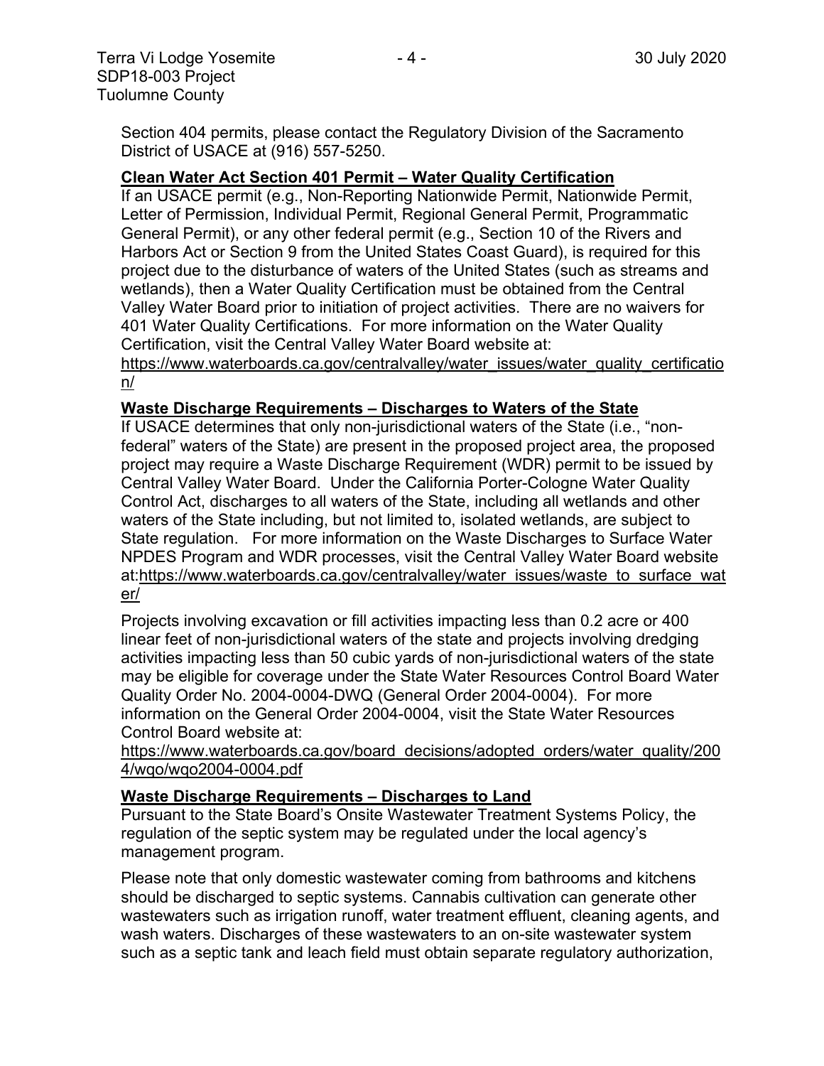Section 404 permits, please contact the Regulatory Division of the Sacramento District of USACE at (916) 557-5250.

**Clean Water Act Section 401 Permit – Water Quality Certification**

If an USACE permit (e.g., Non-Reporting Nationwide Permit, Nationwide Permit, Letter of Permission, Individual Permit, Regional General Permit, Programmatic General Permit), or any other federal permit (e.g., Section 10 of the Rivers and Harbors Act or Section 9 from the United States Coast Guard), is required for this project due to the disturbance of waters of the United States (such as streams and wetlands), then a Water Quality Certification must be obtained from the Central Valley Water Board prior to initiation of project activities. There are no waivers for 401 Water Quality Certifications. For more information on the Water Quality Certification, visit the Central Valley Water Board website at: https://www.waterboards.ca.gov/centralvalley/water_issues/water_quality_certification/

**Waste Discharge Requirements – Discharges to Waters of the State**

If USACE determines that only non-jurisdictional waters of the State (i.e., "non-federal" waters of the State) are present in the proposed project area, the proposed project may require a Waste Discharge Requirement (WDR) permit to be issued by Central Valley Water Board. Under the California Porter-Cologne Water Quality Control Act, discharges to all waters of the State, including all wetlands and other waters of the State including, but not limited to, isolated wetlands, are subject to State regulation. For more information on the Waste Discharges to Surface Water NPDES Program and WDR processes, visit the Central Valley Water Board website at:https://www.waterboards.ca.gov/centralvalley/water_issues/waste_to_surface_water/

Projects involving excavation or fill activities impacting less than 0.2 acre or 400 linear feet of non-jurisdictional waters of the state and projects involving dredging activities impacting less than 50 cubic yards of non-jurisdictional waters of the state may be eligible for coverage under the State Water Resources Control Board Water Quality Order No. 2004-0004-DWQ (General Order 2004-0004). For more information on the General Order 2004-0004, visit the State Water Resources Control Board website at: https://www.waterboards.ca.gov/board_decisions/adopted_orders/water_quality/2004/wqo/wqo2004-0004.pdf

**Waste Discharge Requirements – Discharges to Land**

Pursuant to the State Board's Onsite Wastewater Treatment Systems Policy, the regulation of the septic system may be regulated under the local agency's management program.

Please note that only domestic wastewater coming from bathrooms and kitchens should be discharged to septic systems. Cannabis cultivation can generate other wastewaters such as irrigation runoff, water treatment effluent, cleaning agents, and wash waters. Discharges of these wastewaters to an on-site wastewater system such as a septic tank and leach field must obtain separate regulatory authorization,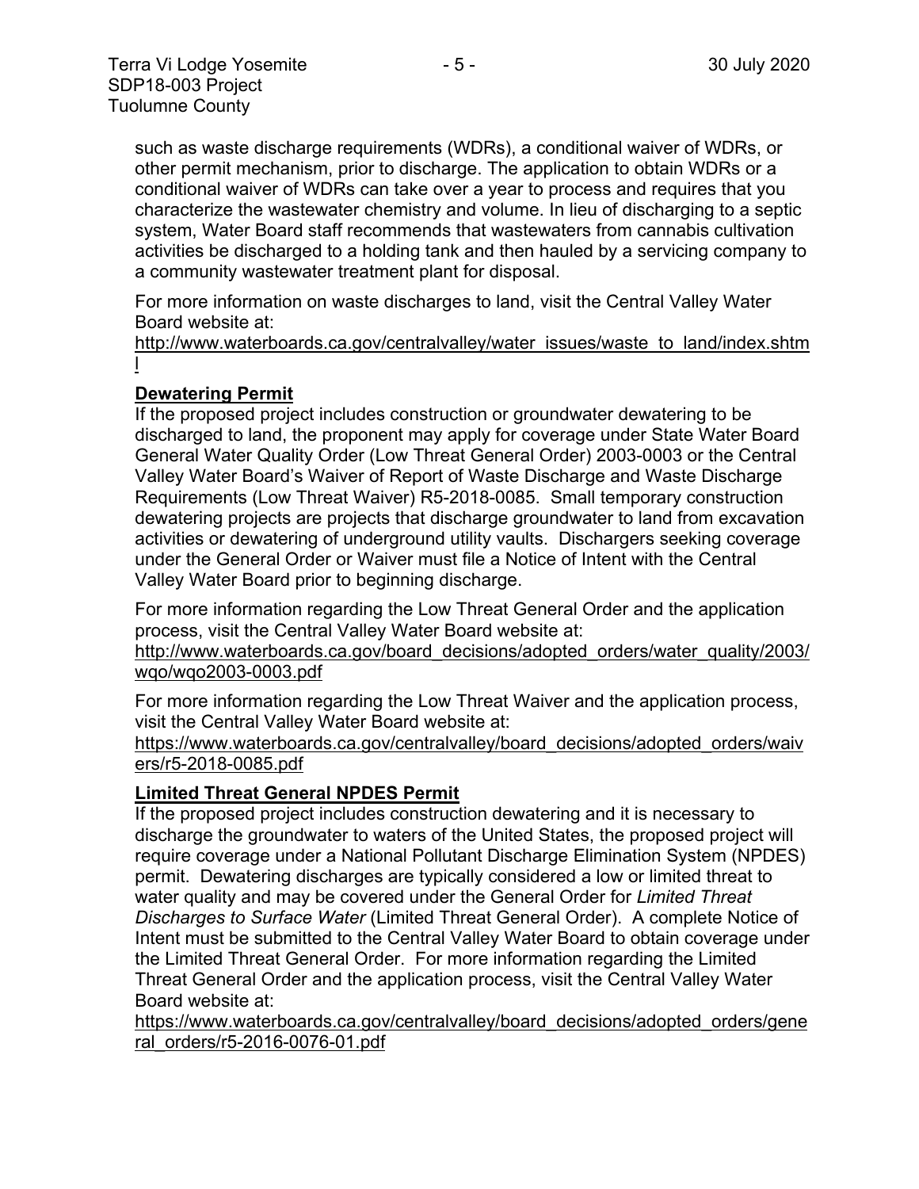such as waste discharge requirements (WDRs), a conditional waiver of WDRs, or other permit mechanism, prior to discharge. The application to obtain WDRs or a conditional waiver of WDRs can take over a year to process and requires that you characterize the wastewater chemistry and volume. In lieu of discharging to a septic system, Water Board staff recommends that wastewaters from cannabis cultivation activities be discharged to a holding tank and then hauled by a servicing company to a community wastewater treatment plant for disposal.

For more information on waste discharges to land, visit the Central Valley Water Board website at:
http://www.waterboards.ca.gov/centralvalley/water_issues/waste_to_land/index.shtml

**Dewatering Permit**

If the proposed project includes construction or groundwater dewatering to be discharged to land, the proponent may apply for coverage under State Water Board General Water Quality Order (Low Threat General Order) 2003-0003 or the Central Valley Water Board's Waiver of Report of Waste Discharge and Waste Discharge Requirements (Low Threat Waiver) R5-2018-0085. Small temporary construction dewatering projects are projects that discharge groundwater to land from excavation activities or dewatering of underground utility vaults. Dischargers seeking coverage under the General Order or Waiver must file a Notice of Intent with the Central Valley Water Board prior to beginning discharge.

For more information regarding the Low Threat General Order and the application process, visit the Central Valley Water Board website at:
http://www.waterboards.ca.gov/board_decisions/adopted_orders/water_quality/2003/wqo/wqo2003-0003.pdf

For more information regarding the Low Threat Waiver and the application process, visit the Central Valley Water Board website at:
https://www.waterboards.ca.gov/centralvalley/board_decisions/adopted_orders/waivers/r5-2018-0085.pdf

**Limited Threat General NPDES Permit**

If the proposed project includes construction dewatering and it is necessary to discharge the groundwater to waters of the United States, the proposed project will require coverage under a National Pollutant Discharge Elimination System (NPDES) permit. Dewatering discharges are typically considered a low or limited threat to water quality and may be covered under the General Order for *Limited Threat Discharges to Surface Water* (Limited Threat General Order). A complete Notice of Intent must be submitted to the Central Valley Water Board to obtain coverage under the Limited Threat General Order. For more information regarding the Limited Threat General Order and the application process, visit the Central Valley Water Board website at:
https://www.waterboards.ca.gov/centralvalley/board_decisions/adopted_orders/general_orders/r5-2016-0076-01.pdf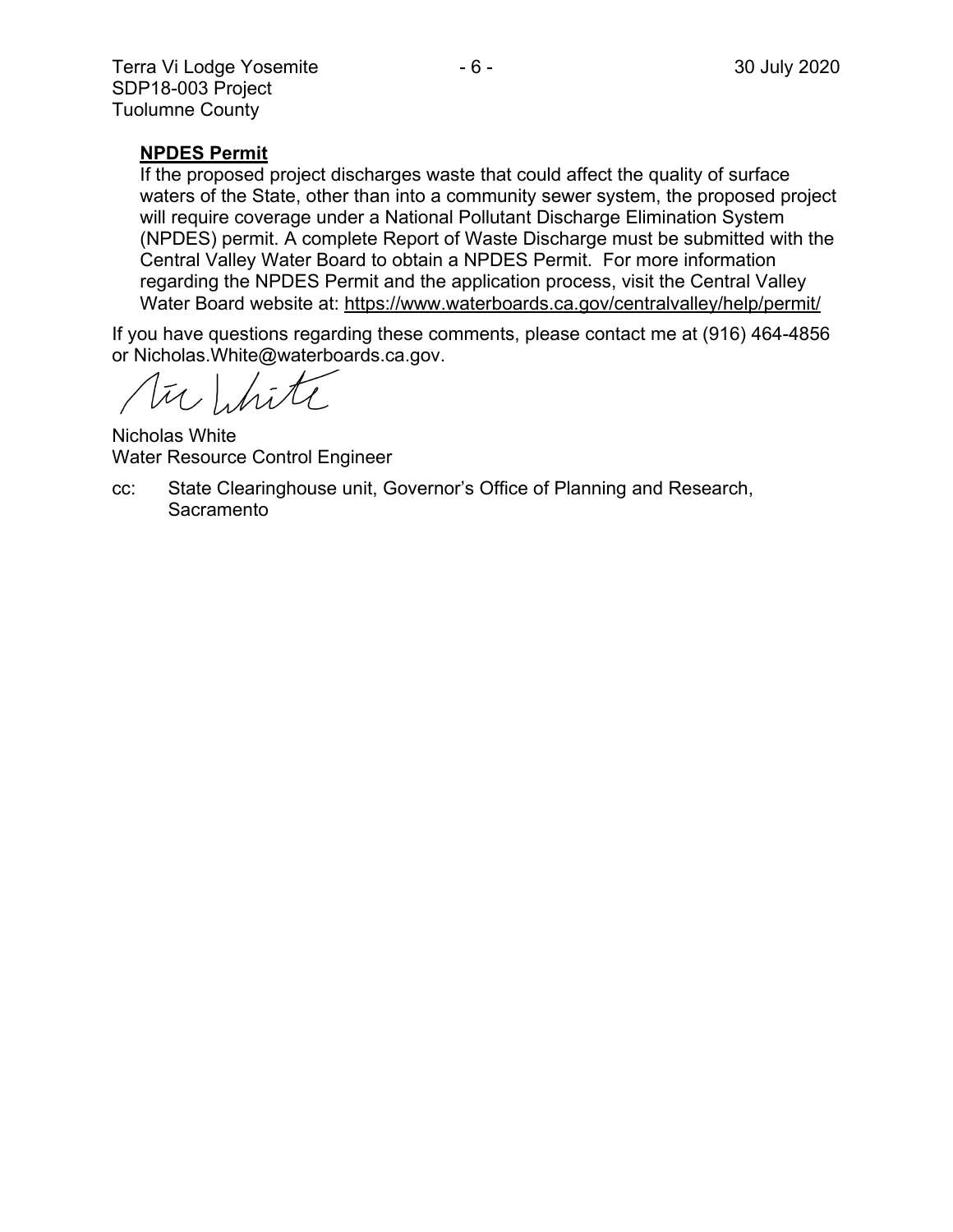**NPDES Permit**

If the proposed project discharges waste that could affect the quality of surface waters of the State, other than into a community sewer system, the proposed project will require coverage under a National Pollutant Discharge Elimination System (NPDES) permit. A complete Report of Waste Discharge must be submitted with the Central Valley Water Board to obtain a NPDES Permit. For more information regarding the NPDES Permit and the application process, visit the Central Valley Water Board website at: https://www.waterboards.ca.gov/centralvalley/help/permit/

If you have questions regarding these comments, please contact me at (916) 464-4856 or Nicholas.White@waterboards.ca.gov.

Nicholas White
Water Resource Control Engineer

cc: State Clearinghouse unit, Governor's Office of Planning and Research, Sacramento